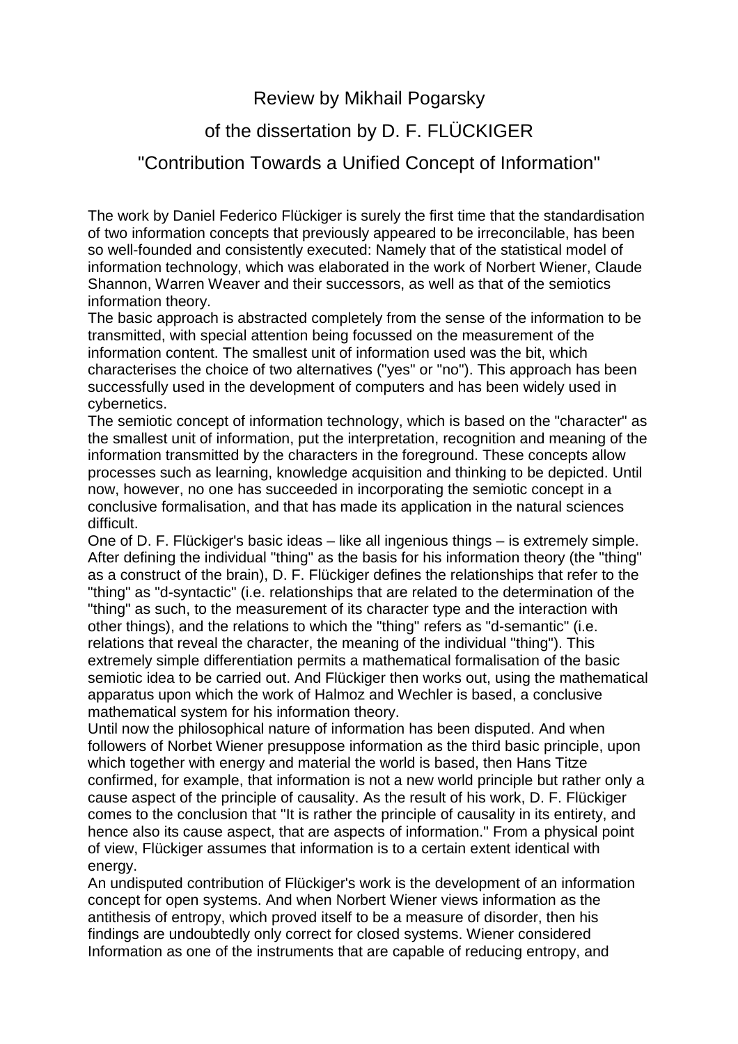# Review by Mikhail Pogarsky

## of the dissertation by D. F. FLÜCKIGER

## "Contribution Towards a Unified Concept of Information"

The work by Daniel Federico Flückiger is surely the first time that the standardisation of two information concepts that previously appeared to be irreconcilable, has been so well-founded and consistently executed: Namely that of the statistical model of information technology, which was elaborated in the work of Norbert Wiener, Claude Shannon, Warren Weaver and their successors, as well as that of the semiotics information theory.

The basic approach is abstracted completely from the sense of the information to be transmitted, with special attention being focussed on the measurement of the information content. The smallest unit of information used was the bit, which characterises the choice of two alternatives ("yes" or "no"). This approach has been successfully used in the development of computers and has been widely used in cybernetics.

The semiotic concept of information technology, which is based on the "character" as the smallest unit of information, put the interpretation, recognition and meaning of the information transmitted by the characters in the foreground. These concepts allow processes such as learning, knowledge acquisition and thinking to be depicted. Until now, however, no one has succeeded in incorporating the semiotic concept in a conclusive formalisation, and that has made its application in the natural sciences difficult.

One of D. F. Flückiger's basic ideas – like all ingenious things – is extremely simple. After defining the individual "thing" as the basis for his information theory (the "thing" as a construct of the brain), D. F. Flückiger defines the relationships that refer to the "thing" as "d-syntactic" (i.e. relationships that are related to the determination of the "thing" as such, to the measurement of its character type and the interaction with other things), and the relations to which the "thing" refers as "d-semantic" (i.e. relations that reveal the character, the meaning of the individual "thing"). This extremely simple differentiation permits a mathematical formalisation of the basic semiotic idea to be carried out. And Flückiger then works out, using the mathematical apparatus upon which the work of Halmoz and Wechler is based, a conclusive mathematical system for his information theory.

Until now the philosophical nature of information has been disputed. And when followers of Norbet Wiener presuppose information as the third basic principle, upon which together with energy and material the world is based, then Hans Titze confirmed, for example, that information is not a new world principle but rather only a cause aspect of the principle of causality. As the result of his work, D. F. Flückiger comes to the conclusion that "It is rather the principle of causality in its entirety, and hence also its cause aspect, that are aspects of information." From a physical point of view, Flückiger assumes that information is to a certain extent identical with energy.

An undisputed contribution of Flückiger's work is the development of an information concept for open systems. And when Norbert Wiener views information as the antithesis of entropy, which proved itself to be a measure of disorder, then his findings are undoubtedly only correct for closed systems. Wiener considered Information as one of the instruments that are capable of reducing entropy, and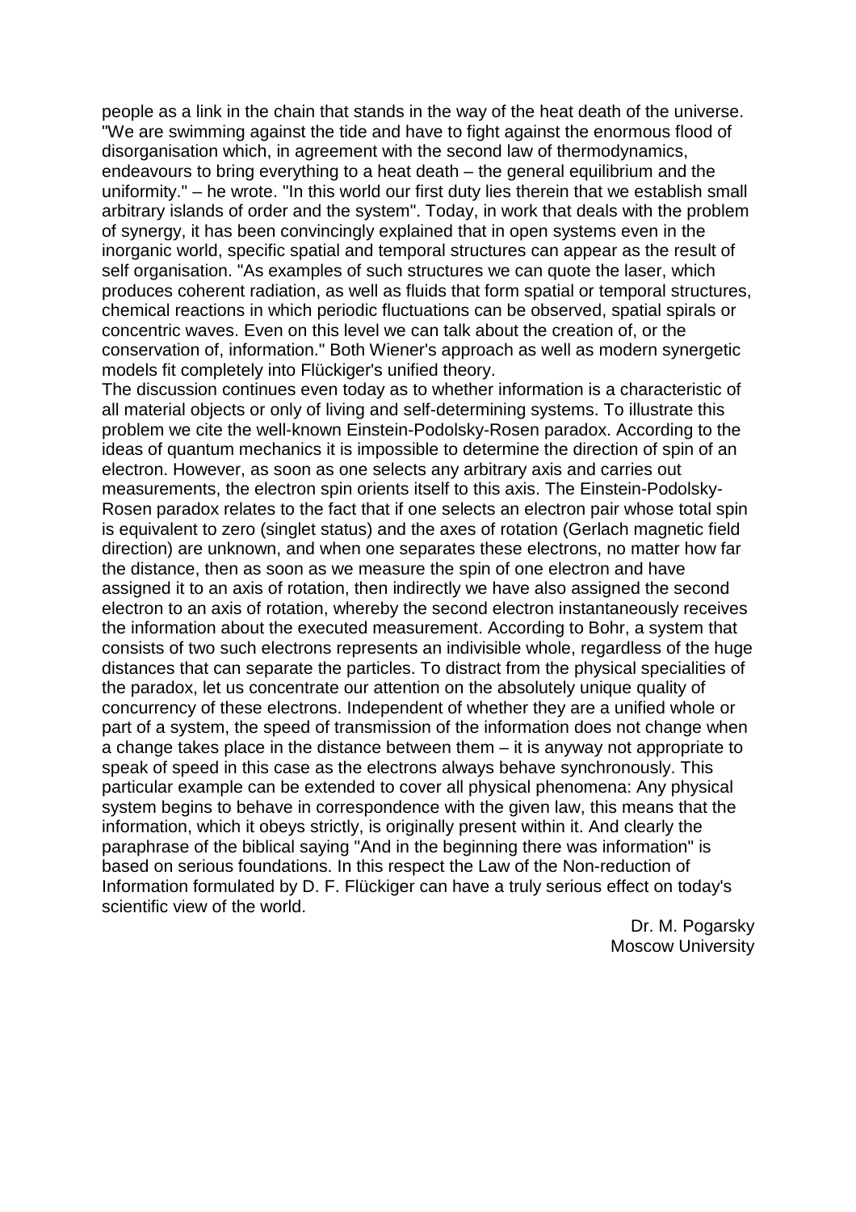people as a link in the chain that stands in the way of the heat death of the universe. "We are swimming against the tide and have to fight against the enormous flood of disorganisation which, in agreement with the second law of thermodynamics, endeavours to bring everything to a heat death – the general equilibrium and the uniformity." – he wrote. "In this world our first duty lies therein that we establish small arbitrary islands of order and the system". Today, in work that deals with the problem of synergy, it has been convincingly explained that in open systems even in the inorganic world, specific spatial and temporal structures can appear as the result of self organisation. "As examples of such structures we can quote the laser, which produces coherent radiation, as well as fluids that form spatial or temporal structures, chemical reactions in which periodic fluctuations can be observed, spatial spirals or concentric waves. Even on this level we can talk about the creation of, or the conservation of, information." Both Wiener's approach as well as modern synergetic models fit completely into Flückiger's unified theory.

The discussion continues even today as to whether information is a characteristic of all material objects or only of living and self-determining systems. To illustrate this problem we cite the well-known Einstein-Podolsky-Rosen paradox. According to the ideas of quantum mechanics it is impossible to determine the direction of spin of an electron. However, as soon as one selects any arbitrary axis and carries out measurements, the electron spin orients itself to this axis. The Einstein-Podolsky-Rosen paradox relates to the fact that if one selects an electron pair whose total spin is equivalent to zero (singlet status) and the axes of rotation (Gerlach magnetic field direction) are unknown, and when one separates these electrons, no matter how far the distance, then as soon as we measure the spin of one electron and have assigned it to an axis of rotation, then indirectly we have also assigned the second electron to an axis of rotation, whereby the second electron instantaneously receives the information about the executed measurement. According to Bohr, a system that consists of two such electrons represents an indivisible whole, regardless of the huge distances that can separate the particles. To distract from the physical specialities of the paradox, let us concentrate our attention on the absolutely unique quality of concurrency of these electrons. Independent of whether they are a unified whole or part of a system, the speed of transmission of the information does not change when a change takes place in the distance between them – it is anyway not appropriate to speak of speed in this case as the electrons always behave synchronously. This particular example can be extended to cover all physical phenomena: Any physical system begins to behave in correspondence with the given law, this means that the information, which it obeys strictly, is originally present within it. And clearly the paraphrase of the biblical saying "And in the beginning there was information" is based on serious foundations. In this respect the Law of the Non-reduction of Information formulated by D. F. Flückiger can have a truly serious effect on today's scientific view of the world.

Dr. M. Pogarsky
Moscow University